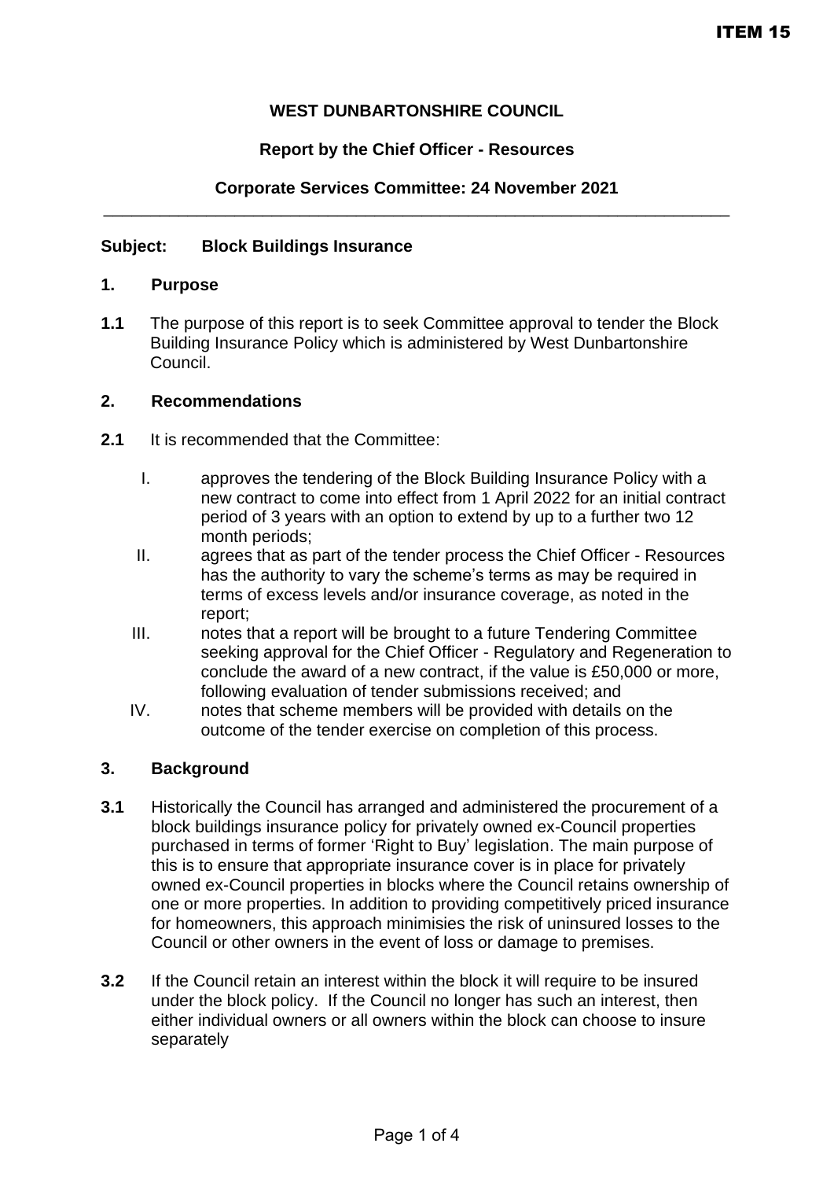ITEM 15

**WEST DUNBARTONSHIRE COUNCIL**

**Report by the Chief Officer - Resources**

**Corporate Services Committee: 24 November 2021**

---

**Subject: Block Buildings Insurance**

## 1. Purpose

**1.1** The purpose of this report is to seek Committee approval to tender the Block Building Insurance Policy which is administered by West Dunbartonshire Council.

## 2. Recommendations

**2.1** It is recommended that the Committee:

I. approves the tendering of the Block Building Insurance Policy with a new contract to come into effect from 1 April 2022 for an initial contract period of 3 years with an option to extend by up to a further two 12 month periods;

II. agrees that as part of the tender process the Chief Officer - Resources has the authority to vary the scheme's terms as may be required in terms of excess levels and/or insurance coverage, as noted in the report;

III. notes that a report will be brought to a future Tendering Committee seeking approval for the Chief Officer - Regulatory and Regeneration to conclude the award of a new contract, if the value is £50,000 or more, following evaluation of tender submissions received; and

IV. notes that scheme members will be provided with details on the outcome of the tender exercise on completion of this process.

## 3. Background

**3.1** Historically the Council has arranged and administered the procurement of a block buildings insurance policy for privately owned ex-Council properties purchased in terms of former 'Right to Buy' legislation. The main purpose of this is to ensure that appropriate insurance cover is in place for privately owned ex-Council properties in blocks where the Council retains ownership of one or more properties. In addition to providing competitively priced insurance for homeowners, this approach minimisies the risk of uninsured losses to the Council or other owners in the event of loss or damage to premises.

**3.2** If the Council retain an interest within the block it will require to be insured under the block policy. If the Council no longer has such an interest, then either individual owners or all owners within the block can choose to insure separately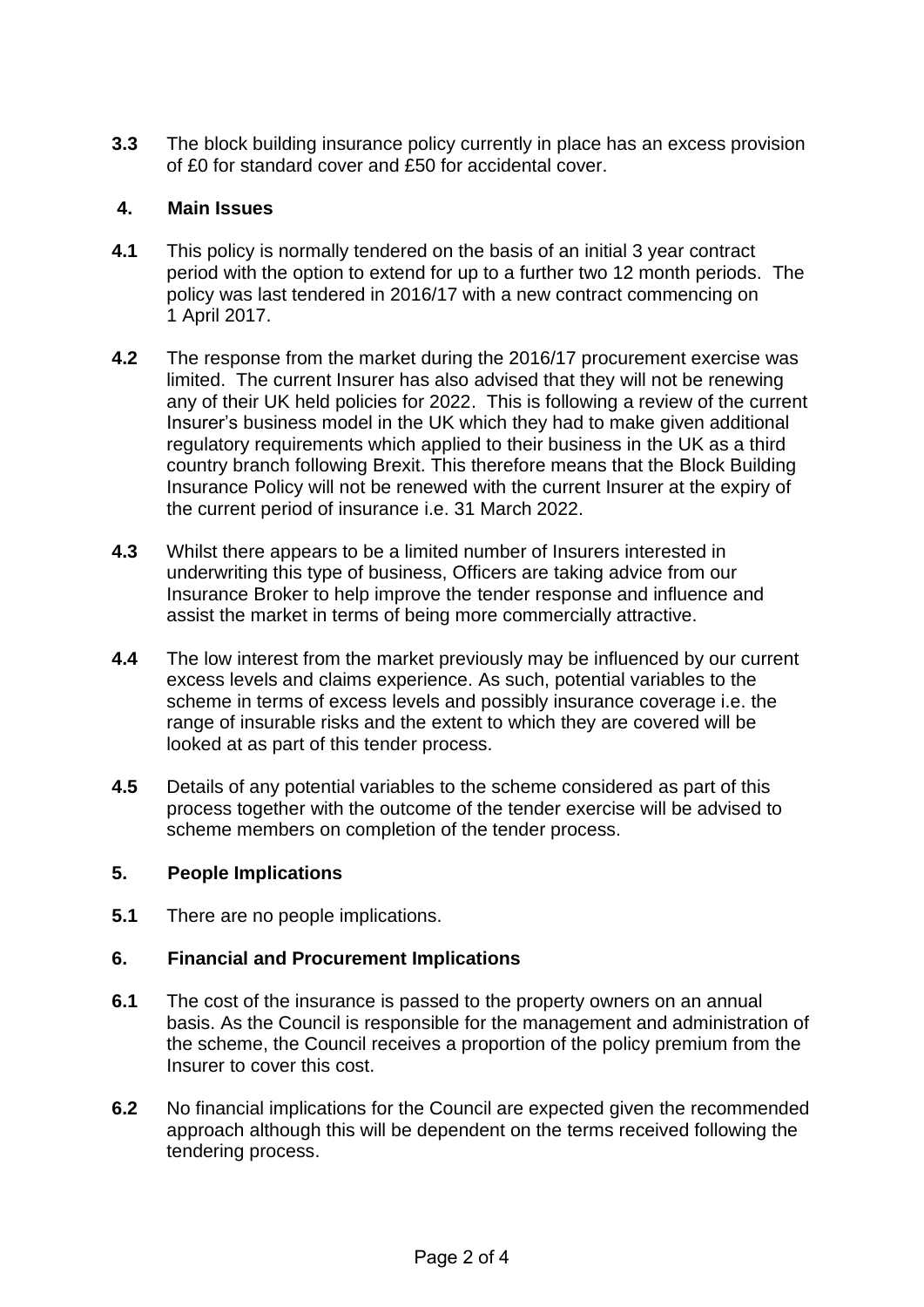**3.3** The block building insurance policy currently in place has an excess provision of £0 for standard cover and £50 for accidental cover.

## 4. Main Issues

**4.1** This policy is normally tendered on the basis of an initial 3 year contract period with the option to extend for up to a further two 12 month periods. The policy was last tendered in 2016/17 with a new contract commencing on 1 April 2017.

**4.2** The response from the market during the 2016/17 procurement exercise was limited. The current Insurer has also advised that they will not be renewing any of their UK held policies for 2022. This is following a review of the current Insurer's business model in the UK which they had to make given additional regulatory requirements which applied to their business in the UK as a third country branch following Brexit. This therefore means that the Block Building Insurance Policy will not be renewed with the current Insurer at the expiry of the current period of insurance i.e. 31 March 2022.

**4.3** Whilst there appears to be a limited number of Insurers interested in underwriting this type of business, Officers are taking advice from our Insurance Broker to help improve the tender response and influence and assist the market in terms of being more commercially attractive.

**4.4** The low interest from the market previously may be influenced by our current excess levels and claims experience. As such, potential variables to the scheme in terms of excess levels and possibly insurance coverage i.e. the range of insurable risks and the extent to which they are covered will be looked at as part of this tender process.

**4.5** Details of any potential variables to the scheme considered as part of this process together with the outcome of the tender exercise will be advised to scheme members on completion of the tender process.

## 5. People Implications

**5.1** There are no people implications.

## 6. Financial and Procurement Implications

**6.1** The cost of the insurance is passed to the property owners on an annual basis. As the Council is responsible for the management and administration of the scheme, the Council receives a proportion of the policy premium from the Insurer to cover this cost.

**6.2** No financial implications for the Council are expected given the recommended approach although this will be dependent on the terms received following the tendering process.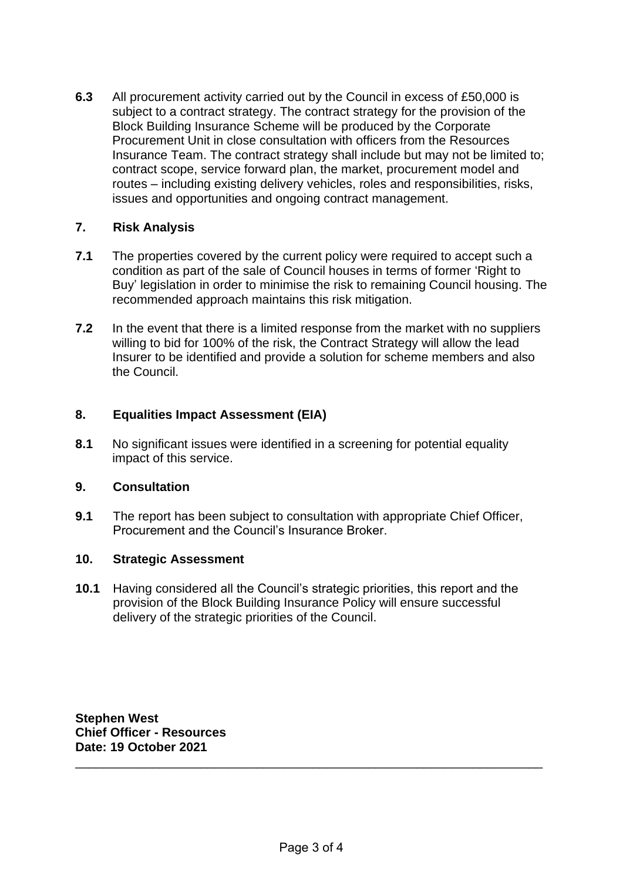**6.3** All procurement activity carried out by the Council in excess of £50,000 is subject to a contract strategy. The contract strategy for the provision of the Block Building Insurance Scheme will be produced by the Corporate Procurement Unit in close consultation with officers from the Resources Insurance Team. The contract strategy shall include but may not be limited to; contract scope, service forward plan, the market, procurement model and routes – including existing delivery vehicles, roles and responsibilities, risks, issues and opportunities and ongoing contract management.

## 7. Risk Analysis

**7.1** The properties covered by the current policy were required to accept such a condition as part of the sale of Council houses in terms of former 'Right to Buy' legislation in order to minimise the risk to remaining Council housing. The recommended approach maintains this risk mitigation.

**7.2** In the event that there is a limited response from the market with no suppliers willing to bid for 100% of the risk, the Contract Strategy will allow the lead Insurer to be identified and provide a solution for scheme members and also the Council.

## 8. Equalities Impact Assessment (EIA)

**8.1** No significant issues were identified in a screening for potential equality impact of this service.

## 9. Consultation

**9.1** The report has been subject to consultation with appropriate Chief Officer, Procurement and the Council's Insurance Broker.

## 10. Strategic Assessment

**10.1** Having considered all the Council's strategic priorities, this report and the provision of the Block Building Insurance Policy will ensure successful delivery of the strategic priorities of the Council.

**Stephen West**
**Chief Officer - Resources**
**Date: 19 October 2021**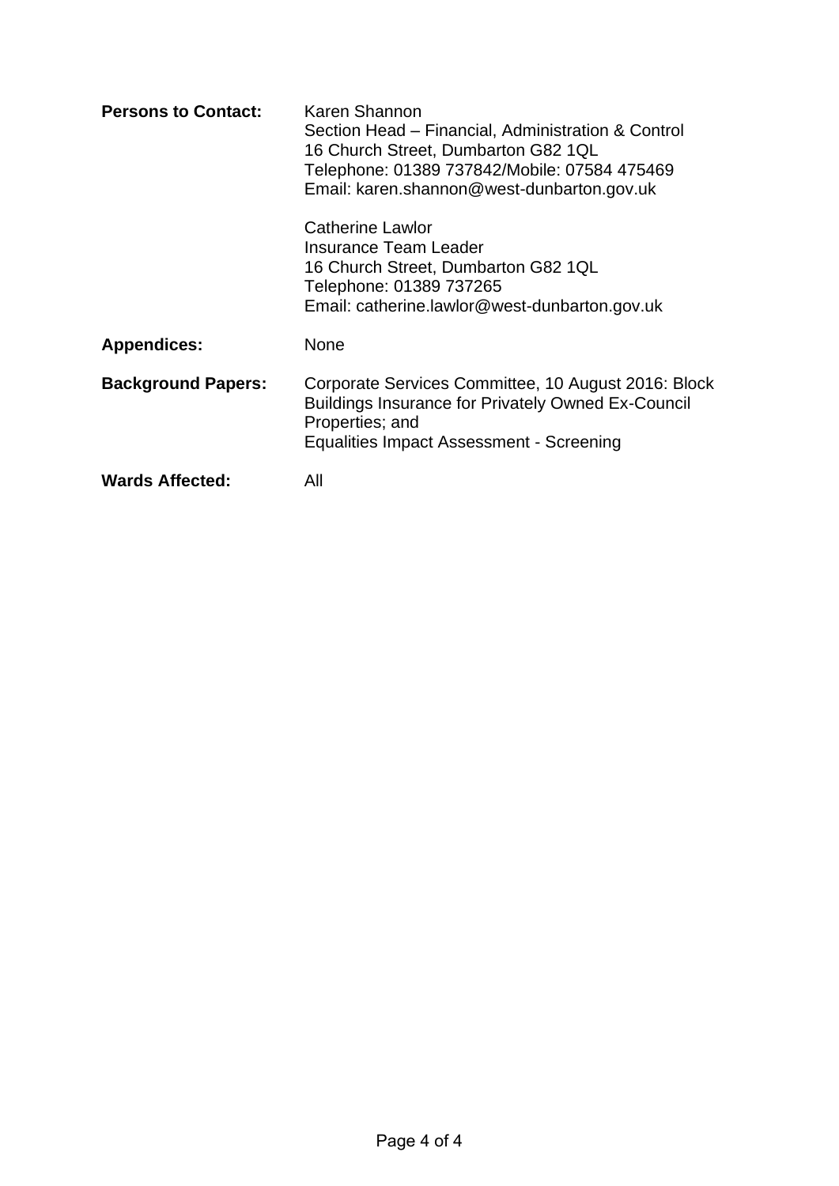**Persons to Contact:** Karen Shannon
Section Head – Financial, Administration & Control
16 Church Street, Dumbarton G82 1QL
Telephone: 01389 737842/Mobile: 07584 475469
Email: karen.shannon@west-dunbarton.gov.uk

Catherine Lawlor
Insurance Team Leader
16 Church Street, Dumbarton G82 1QL
Telephone: 01389 737265
Email: catherine.lawlor@west-dunbarton.gov.uk

**Appendices:** None

**Background Papers:** Corporate Services Committee, 10 August 2016: Block Buildings Insurance for Privately Owned Ex-Council Properties; and
Equalities Impact Assessment - Screening

**Wards Affected:** All